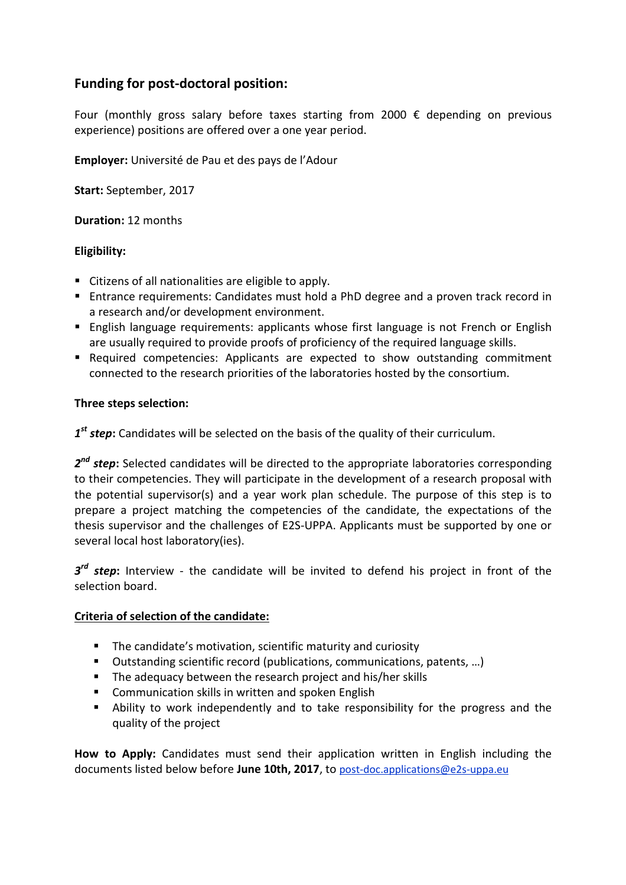## Funding for post-doctoral position:

Four (monthly gross salary before taxes starting from 2000 € depending on previous experience) positions are offered over a one year period.

**Employer:** Université de Pau et des pays de l'Adour

**Start:** September, 2017

**Duration:** 12 months

**Eligibility:**

- Citizens of all nationalities are eligible to apply.
- Entrance requirements: Candidates must hold a PhD degree and a proven track record in a research and/or development environment.
- English language requirements: applicants whose first language is not French or English are usually required to provide proofs of proficiency of the required language skills.
- Required competencies: Applicants are expected to show outstanding commitment connected to the research priorities of the laboratories hosted by the consortium.

**Three steps selection:**

***1st step*:** Candidates will be selected on the basis of the quality of their curriculum.

***2nd step*:** Selected candidates will be directed to the appropriate laboratories corresponding to their competencies. They will participate in the development of a research proposal with the potential supervisor(s) and a year work plan schedule. The purpose of this step is to prepare a project matching the competencies of the candidate, the expectations of the thesis supervisor and the challenges of E2S-UPPA. Applicants must be supported by one or several local host laboratory(ies).

***3rd step*:** Interview - the candidate will be invited to defend his project in front of the selection board.

**Criteria of selection of the candidate:**

- The candidate's motivation, scientific maturity and curiosity
- Outstanding scientific record (publications, communications, patents, …)
- The adequacy between the research project and his/her skills
- Communication skills in written and spoken English
- Ability to work independently and to take responsibility for the progress and the quality of the project

**How to Apply:** Candidates must send their application written in English including the documents listed below before **June 10th, 2017**, to post-doc.applications@e2s-uppa.eu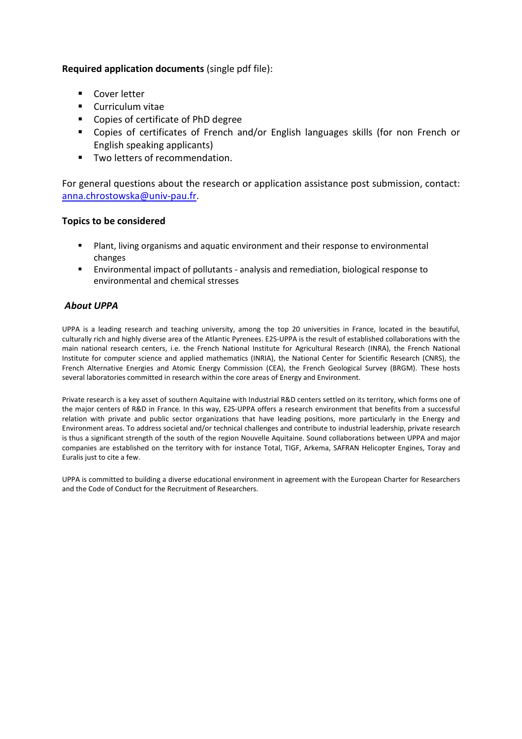**Required application documents** (single pdf file):

- Cover letter
- Curriculum vitae
- Copies of certificate of PhD degree
- Copies of certificates of French and/or English languages skills (for non French or English speaking applicants)
- Two letters of recommendation.

For general questions about the research or application assistance post submission, contact: anna.chrostowska@univ-pau.fr.

**Topics to be considered**

- Plant, living organisms and aquatic environment and their response to environmental changes
- Environmental impact of pollutants - analysis and remediation, biological response to environmental and chemical stresses

***About UPPA***

UPPA is a leading research and teaching university, among the top 20 universities in France, located in the beautiful, culturally rich and highly diverse area of the Atlantic Pyrenees. E2S-UPPA is the result of established collaborations with the main national research centers, i.e. the French National Institute for Agricultural Research (INRA), the French National Institute for computer science and applied mathematics (INRIA), the National Center for Scientific Research (CNRS), the French Alternative Energies and Atomic Energy Commission (CEA), the French Geological Survey (BRGM). These hosts several laboratories committed in research within the core areas of Energy and Environment.

Private research is a key asset of southern Aquitaine with Industrial R&D centers settled on its territory, which forms one of the major centers of R&D in France. In this way, E2S-UPPA offers a research environment that benefits from a successful relation with private and public sector organizations that have leading positions, more particularly in the Energy and Environment areas. To address societal and/or technical challenges and contribute to industrial leadership, private research is thus a significant strength of the south of the region Nouvelle Aquitaine. Sound collaborations between UPPA and major companies are established on the territory with for instance Total, TIGF, Arkema, SAFRAN Helicopter Engines, Toray and Euralis just to cite a few.

UPPA is committed to building a diverse educational environment in agreement with the European Charter for Researchers and the Code of Conduct for the Recruitment of Researchers.